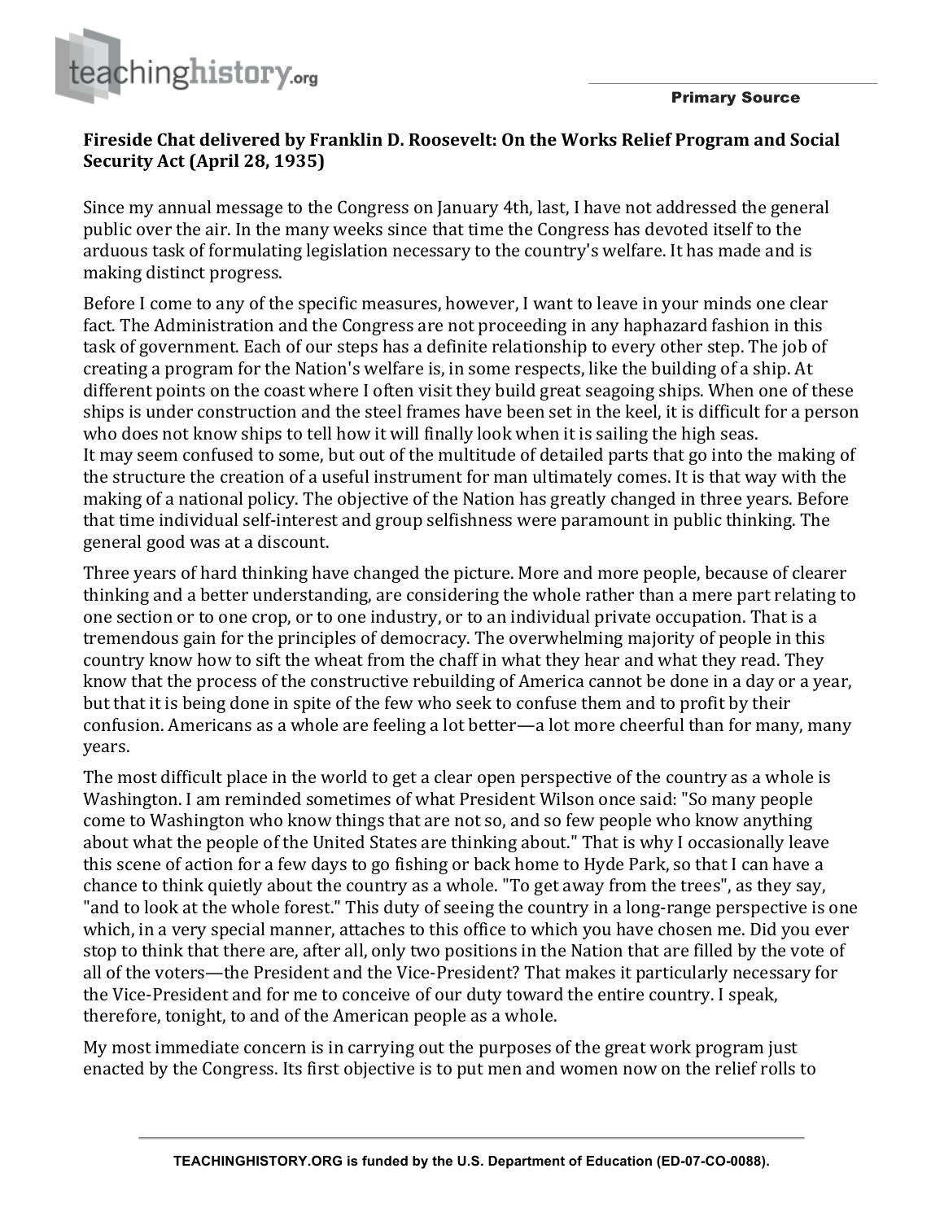Primary Source

**Fireside Chat delivered by Franklin D. Roosevelt: On the Works Relief Program and Social Security Act (April 28, 1935)**

Since my annual message to the Congress on January 4th, last, I have not addressed the general public over the air. In the many weeks since that time the Congress has devoted itself to the arduous task of formulating legislation necessary to the country's welfare. It has made and is making distinct progress.

Before I come to any of the specific measures, however, I want to leave in your minds one clear fact. The Administration and the Congress are not proceeding in any haphazard fashion in this task of government. Each of our steps has a definite relationship to every other step. The job of creating a program for the Nation's welfare is, in some respects, like the building of a ship. At different points on the coast where I often visit they build great seagoing ships. When one of these ships is under construction and the steel frames have been set in the keel, it is difficult for a person who does not know ships to tell how it will finally look when it is sailing the high seas.
It may seem confused to some, but out of the multitude of detailed parts that go into the making of the structure the creation of a useful instrument for man ultimately comes. It is that way with the making of a national policy. The objective of the Nation has greatly changed in three years. Before that time individual self-interest and group selfishness were paramount in public thinking. The general good was at a discount.

Three years of hard thinking have changed the picture. More and more people, because of clearer thinking and a better understanding, are considering the whole rather than a mere part relating to one section or to one crop, or to one industry, or to an individual private occupation. That is a tremendous gain for the principles of democracy. The overwhelming majority of people in this country know how to sift the wheat from the chaff in what they hear and what they read. They know that the process of the constructive rebuilding of America cannot be done in a day or a year, but that it is being done in spite of the few who seek to confuse them and to profit by their confusion. Americans as a whole are feeling a lot better—a lot more cheerful than for many, many years.

The most difficult place in the world to get a clear open perspective of the country as a whole is Washington. I am reminded sometimes of what President Wilson once said: "So many people come to Washington who know things that are not so, and so few people who know anything about what the people of the United States are thinking about." That is why I occasionally leave this scene of action for a few days to go fishing or back home to Hyde Park, so that I can have a chance to think quietly about the country as a whole. "To get away from the trees", as they say, "and to look at the whole forest." This duty of seeing the country in a long-range perspective is one which, in a very special manner, attaches to this office to which you have chosen me. Did you ever stop to think that there are, after all, only two positions in the Nation that are filled by the vote of all of the voters—the President and the Vice-President? That makes it particularly necessary for the Vice-President and for me to conceive of our duty toward the entire country. I speak, therefore, tonight, to and of the American people as a whole.

My most immediate concern is in carrying out the purposes of the great work program just enacted by the Congress. Its first objective is to put men and women now on the relief rolls to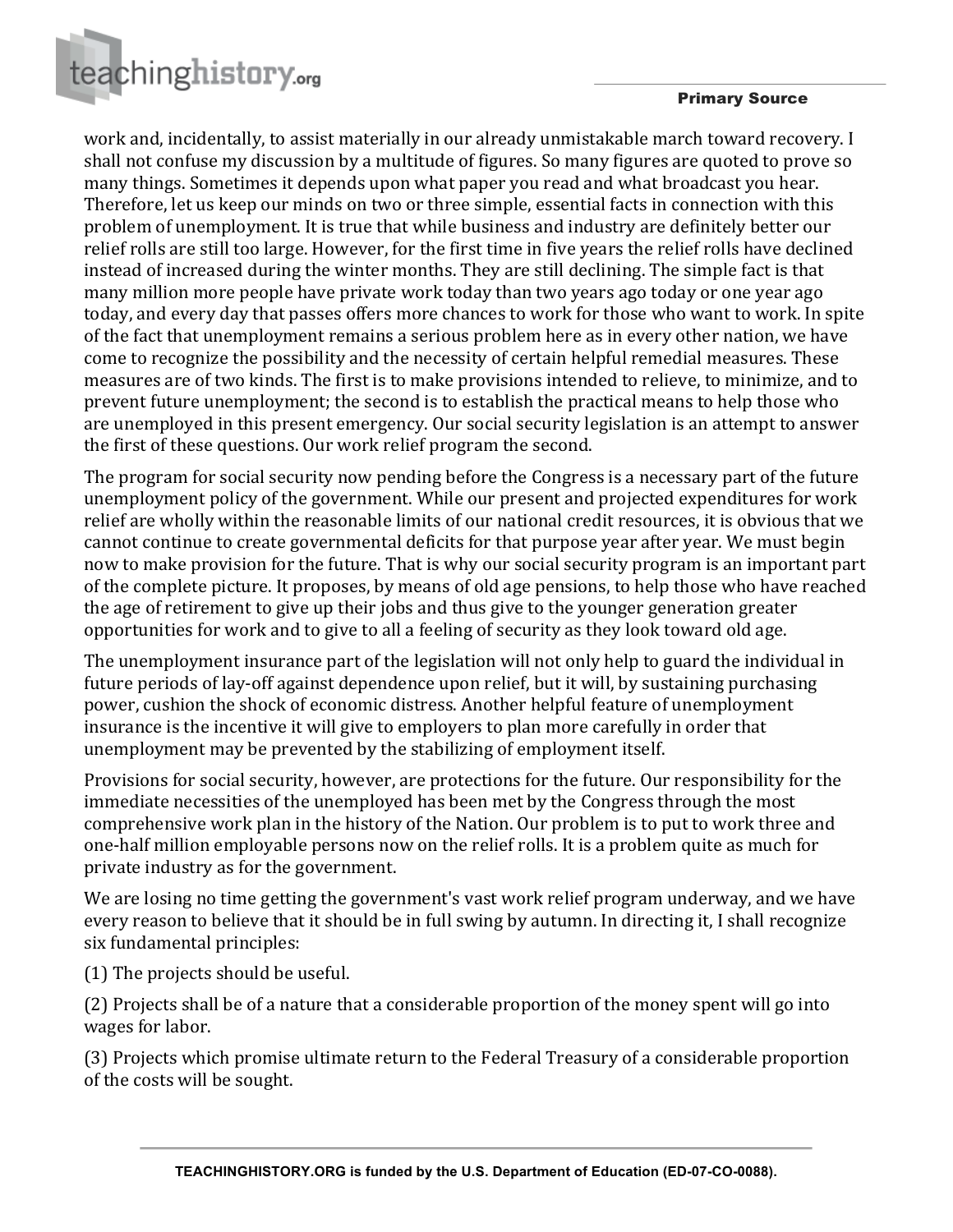work and, incidentally, to assist materially in our already unmistakable march toward recovery. I shall not confuse my discussion by a multitude of figures. So many figures are quoted to prove so many things. Sometimes it depends upon what paper you read and what broadcast you hear. Therefore, let us keep our minds on two or three simple, essential facts in connection with this problem of unemployment. It is true that while business and industry are definitely better our relief rolls are still too large. However, for the first time in five years the relief rolls have declined instead of increased during the winter months. They are still declining. The simple fact is that many million more people have private work today than two years ago today or one year ago today, and every day that passes offers more chances to work for those who want to work. In spite of the fact that unemployment remains a serious problem here as in every other nation, we have come to recognize the possibility and the necessity of certain helpful remedial measures. These measures are of two kinds. The first is to make provisions intended to relieve, to minimize, and to prevent future unemployment; the second is to establish the practical means to help those who are unemployed in this present emergency. Our social security legislation is an attempt to answer the first of these questions. Our work relief program the second.

The program for social security now pending before the Congress is a necessary part of the future unemployment policy of the government. While our present and projected expenditures for work relief are wholly within the reasonable limits of our national credit resources, it is obvious that we cannot continue to create governmental deficits for that purpose year after year. We must begin now to make provision for the future. That is why our social security program is an important part of the complete picture. It proposes, by means of old age pensions, to help those who have reached the age of retirement to give up their jobs and thus give to the younger generation greater opportunities for work and to give to all a feeling of security as they look toward old age.

The unemployment insurance part of the legislation will not only help to guard the individual in future periods of lay-off against dependence upon relief, but it will, by sustaining purchasing power, cushion the shock of economic distress. Another helpful feature of unemployment insurance is the incentive it will give to employers to plan more carefully in order that unemployment may be prevented by the stabilizing of employment itself.

Provisions for social security, however, are protections for the future. Our responsibility for the immediate necessities of the unemployed has been met by the Congress through the most comprehensive work plan in the history of the Nation. Our problem is to put to work three and one-half million employable persons now on the relief rolls. It is a problem quite as much for private industry as for the government.

We are losing no time getting the government's vast work relief program underway, and we have every reason to believe that it should be in full swing by autumn. In directing it, I shall recognize six fundamental principles:

(1) The projects should be useful.

(2) Projects shall be of a nature that a considerable proportion of the money spent will go into wages for labor.

(3) Projects which promise ultimate return to the Federal Treasury of a considerable proportion of the costs will be sought.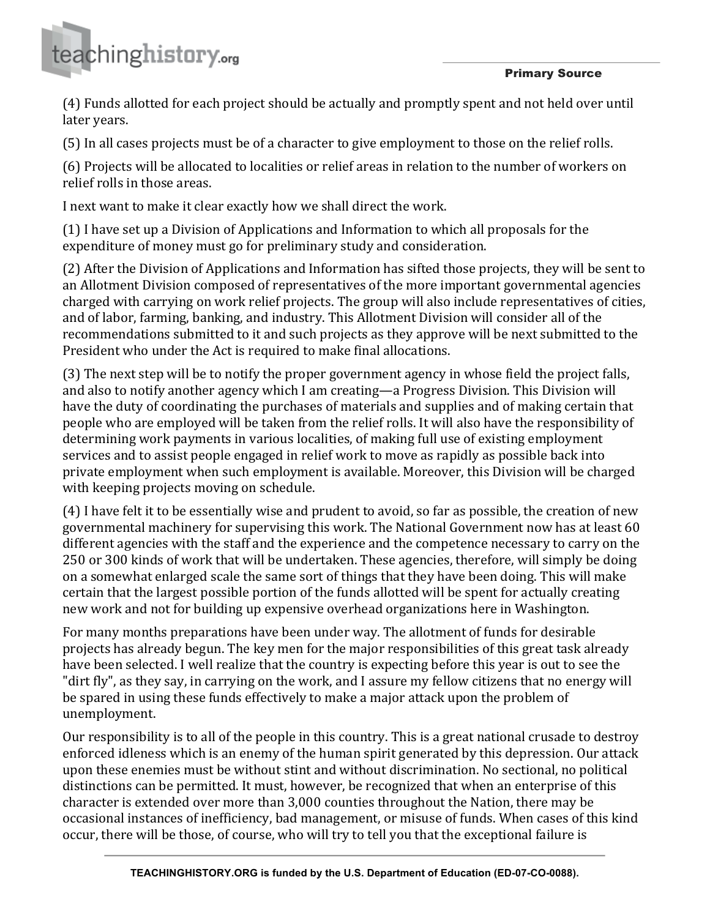(4) Funds allotted for each project should be actually and promptly spent and not held over until later years.

(5) In all cases projects must be of a character to give employment to those on the relief rolls.

(6) Projects will be allocated to localities or relief areas in relation to the number of workers on relief rolls in those areas.

I next want to make it clear exactly how we shall direct the work.

(1) I have set up a Division of Applications and Information to which all proposals for the expenditure of money must go for preliminary study and consideration.

(2) After the Division of Applications and Information has sifted those projects, they will be sent to an Allotment Division composed of representatives of the more important governmental agencies charged with carrying on work relief projects. The group will also include representatives of cities, and of labor, farming, banking, and industry. This Allotment Division will consider all of the recommendations submitted to it and such projects as they approve will be next submitted to the President who under the Act is required to make final allocations.

(3) The next step will be to notify the proper government agency in whose field the project falls, and also to notify another agency which I am creating—a Progress Division. This Division will have the duty of coordinating the purchases of materials and supplies and of making certain that people who are employed will be taken from the relief rolls. It will also have the responsibility of determining work payments in various localities, of making full use of existing employment services and to assist people engaged in relief work to move as rapidly as possible back into private employment when such employment is available. Moreover, this Division will be charged with keeping projects moving on schedule.

(4) I have felt it to be essentially wise and prudent to avoid, so far as possible, the creation of new governmental machinery for supervising this work. The National Government now has at least 60 different agencies with the staff and the experience and the competence necessary to carry on the 250 or 300 kinds of work that will be undertaken. These agencies, therefore, will simply be doing on a somewhat enlarged scale the same sort of things that they have been doing. This will make certain that the largest possible portion of the funds allotted will be spent for actually creating new work and not for building up expensive overhead organizations here in Washington.

For many months preparations have been under way. The allotment of funds for desirable projects has already begun. The key men for the major responsibilities of this great task already have been selected. I well realize that the country is expecting before this year is out to see the "dirt fly", as they say, in carrying on the work, and I assure my fellow citizens that no energy will be spared in using these funds effectively to make a major attack upon the problem of unemployment.

Our responsibility is to all of the people in this country. This is a great national crusade to destroy enforced idleness which is an enemy of the human spirit generated by this depression. Our attack upon these enemies must be without stint and without discrimination. No sectional, no political distinctions can be permitted. It must, however, be recognized that when an enterprise of this character is extended over more than 3,000 counties throughout the Nation, there may be occasional instances of inefficiency, bad management, or misuse of funds. When cases of this kind occur, there will be those, of course, who will try to tell you that the exceptional failure is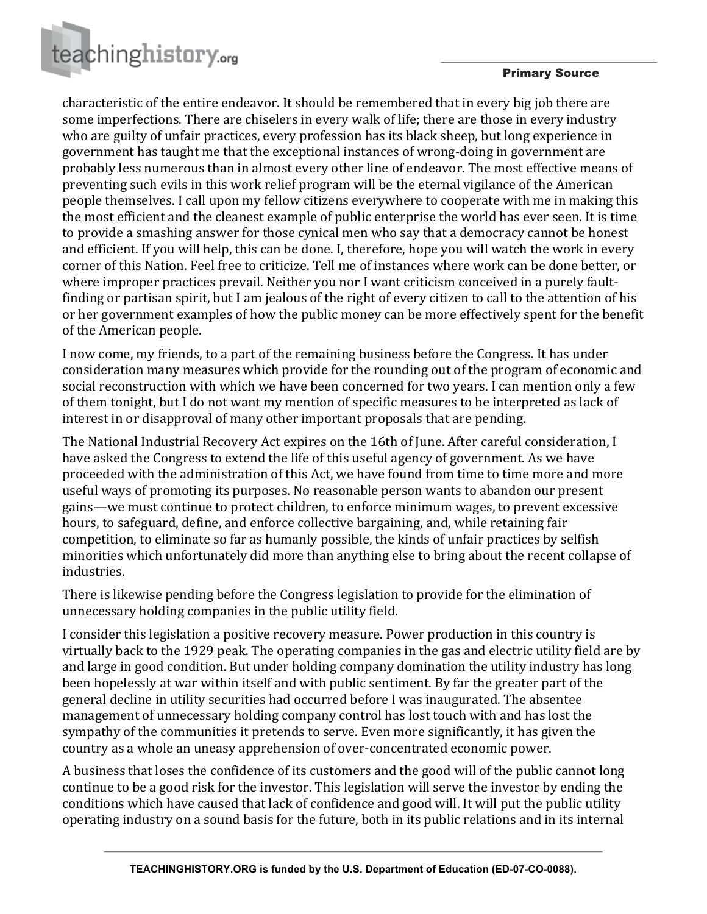characteristic of the entire endeavor. It should be remembered that in every big job there are some imperfections. There are chiselers in every walk of life; there are those in every industry who are guilty of unfair practices, every profession has its black sheep, but long experience in government has taught me that the exceptional instances of wrong-doing in government are probably less numerous than in almost every other line of endeavor. The most effective means of preventing such evils in this work relief program will be the eternal vigilance of the American people themselves. I call upon my fellow citizens everywhere to cooperate with me in making this the most efficient and the cleanest example of public enterprise the world has ever seen. It is time to provide a smashing answer for those cynical men who say that a democracy cannot be honest and efficient. If you will help, this can be done. I, therefore, hope you will watch the work in every corner of this Nation. Feel free to criticize. Tell me of instances where work can be done better, or where improper practices prevail. Neither you nor I want criticism conceived in a purely fault-finding or partisan spirit, but I am jealous of the right of every citizen to call to the attention of his or her government examples of how the public money can be more effectively spent for the benefit of the American people.

I now come, my friends, to a part of the remaining business before the Congress. It has under consideration many measures which provide for the rounding out of the program of economic and social reconstruction with which we have been concerned for two years. I can mention only a few of them tonight, but I do not want my mention of specific measures to be interpreted as lack of interest in or disapproval of many other important proposals that are pending.

The National Industrial Recovery Act expires on the 16th of June. After careful consideration, I have asked the Congress to extend the life of this useful agency of government. As we have proceeded with the administration of this Act, we have found from time to time more and more useful ways of promoting its purposes. No reasonable person wants to abandon our present gains—we must continue to protect children, to enforce minimum wages, to prevent excessive hours, to safeguard, define, and enforce collective bargaining, and, while retaining fair competition, to eliminate so far as humanly possible, the kinds of unfair practices by selfish minorities which unfortunately did more than anything else to bring about the recent collapse of industries.

There is likewise pending before the Congress legislation to provide for the elimination of unnecessary holding companies in the public utility field.

I consider this legislation a positive recovery measure. Power production in this country is virtually back to the 1929 peak. The operating companies in the gas and electric utility field are by and large in good condition. But under holding company domination the utility industry has long been hopelessly at war within itself and with public sentiment. By far the greater part of the general decline in utility securities had occurred before I was inaugurated. The absentee management of unnecessary holding company control has lost touch with and has lost the sympathy of the communities it pretends to serve. Even more significantly, it has given the country as a whole an uneasy apprehension of over-concentrated economic power.

A business that loses the confidence of its customers and the good will of the public cannot long continue to be a good risk for the investor. This legislation will serve the investor by ending the conditions which have caused that lack of confidence and good will. It will put the public utility operating industry on a sound basis for the future, both in its public relations and in its internal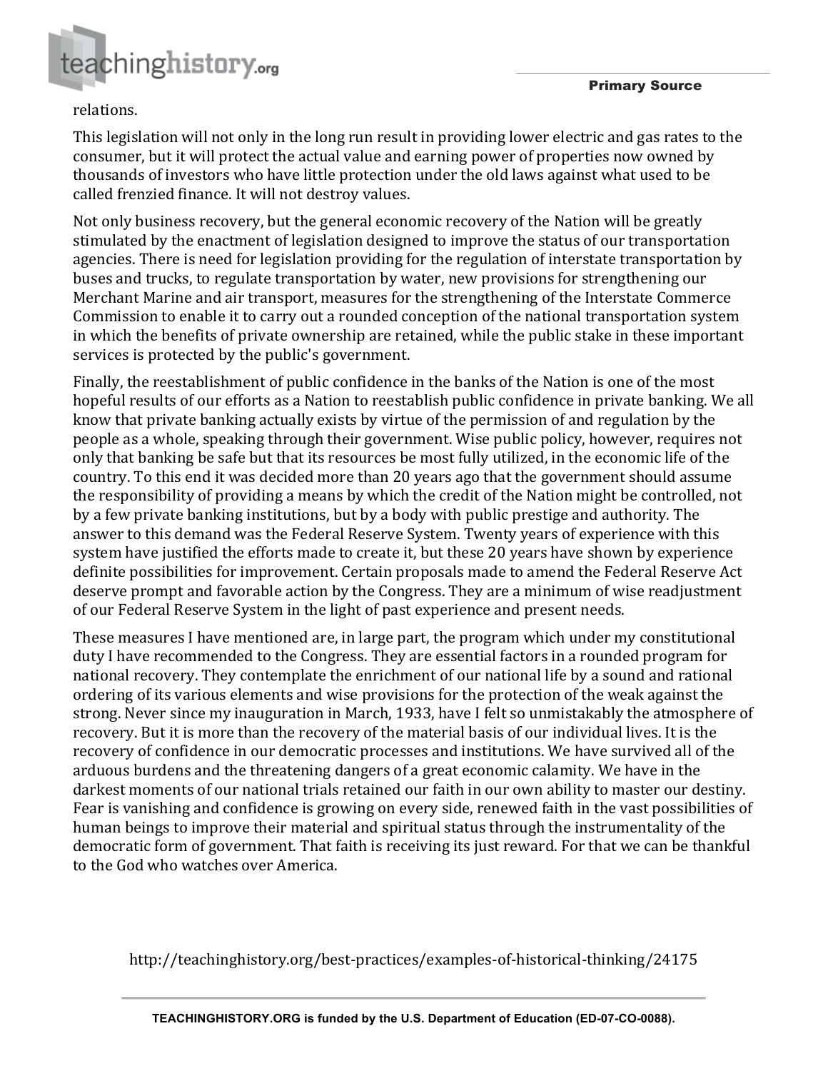relations.

This legislation will not only in the long run result in providing lower electric and gas rates to the consumer, but it will protect the actual value and earning power of properties now owned by thousands of investors who have little protection under the old laws against what used to be called frenzied finance. It will not destroy values.

Not only business recovery, but the general economic recovery of the Nation will be greatly stimulated by the enactment of legislation designed to improve the status of our transportation agencies. There is need for legislation providing for the regulation of interstate transportation by buses and trucks, to regulate transportation by water, new provisions for strengthening our Merchant Marine and air transport, measures for the strengthening of the Interstate Commerce Commission to enable it to carry out a rounded conception of the national transportation system in which the benefits of private ownership are retained, while the public stake in these important services is protected by the public's government.

Finally, the reestablishment of public confidence in the banks of the Nation is one of the most hopeful results of our efforts as a Nation to reestablish public confidence in private banking. We all know that private banking actually exists by virtue of the permission of and regulation by the people as a whole, speaking through their government. Wise public policy, however, requires not only that banking be safe but that its resources be most fully utilized, in the economic life of the country. To this end it was decided more than 20 years ago that the government should assume the responsibility of providing a means by which the credit of the Nation might be controlled, not by a few private banking institutions, but by a body with public prestige and authority. The answer to this demand was the Federal Reserve System. Twenty years of experience with this system have justified the efforts made to create it, but these 20 years have shown by experience definite possibilities for improvement. Certain proposals made to amend the Federal Reserve Act deserve prompt and favorable action by the Congress. They are a minimum of wise readjustment of our Federal Reserve System in the light of past experience and present needs.

These measures I have mentioned are, in large part, the program which under my constitutional duty I have recommended to the Congress. They are essential factors in a rounded program for national recovery. They contemplate the enrichment of our national life by a sound and rational ordering of its various elements and wise provisions for the protection of the weak against the strong. Never since my inauguration in March, 1933, have I felt so unmistakably the atmosphere of recovery. But it is more than the recovery of the material basis of our individual lives. It is the recovery of confidence in our democratic processes and institutions. We have survived all of the arduous burdens and the threatening dangers of a great economic calamity. We have in the darkest moments of our national trials retained our faith in our own ability to master our destiny. Fear is vanishing and confidence is growing on every side, renewed faith in the vast possibilities of human beings to improve their material and spiritual status through the instrumentality of the democratic form of government. That faith is receiving its just reward. For that we can be thankful to the God who watches over America.

http://teachinghistory.org/best-practices/examples-of-historical-thinking/24175